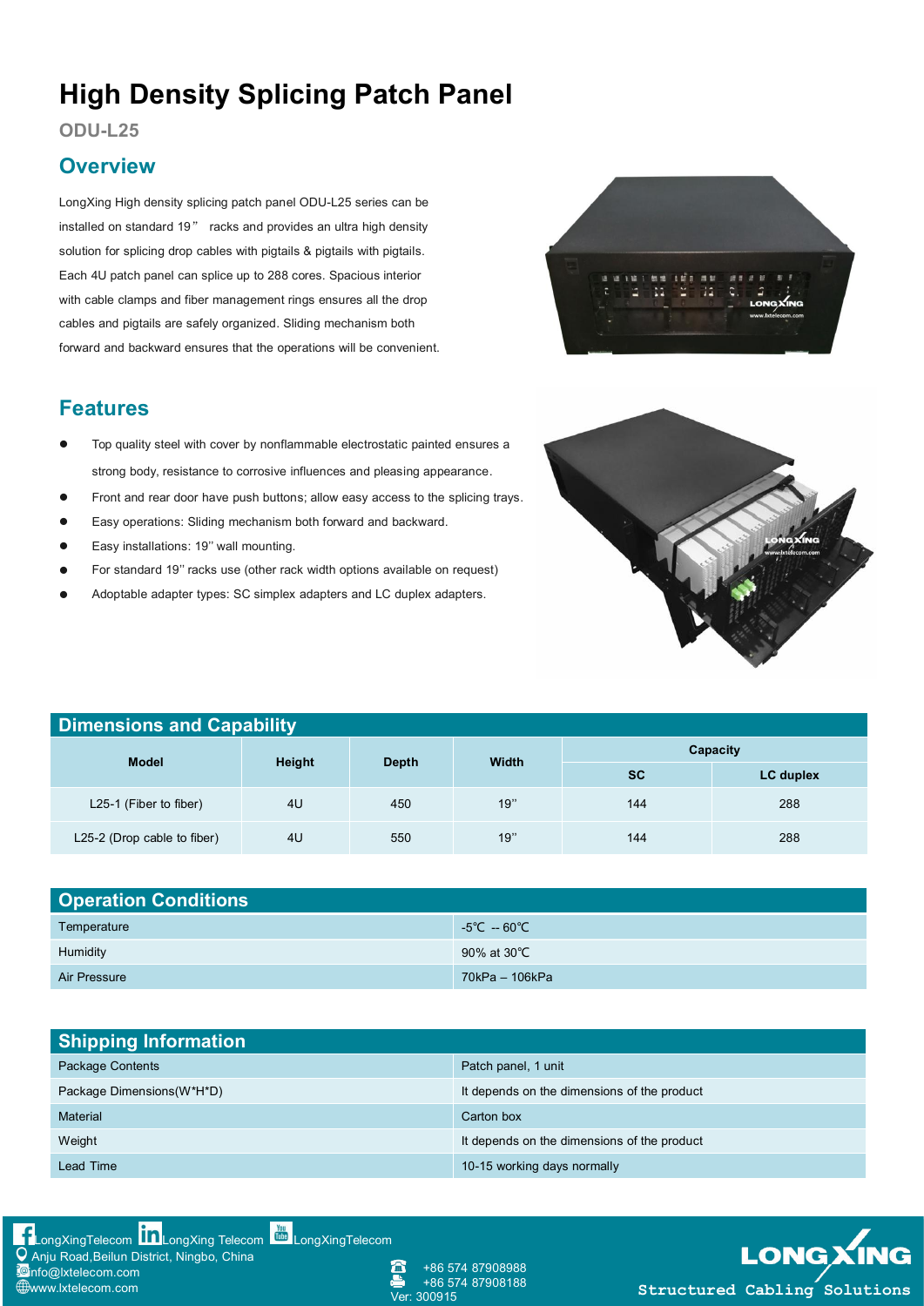# High Density Splicing Patch Panel

**ODU-L25**

## Overview

LongXing High density splicing patch panel ODU-L25 series can be installed on standard 19" racks and provides an ultra high density solution for splicing drop cables with pigtails & pigtails with pigtails. Each 4U patch panel can splice up to 288 cores. Spacious interior with cable clamps and fiber management rings ensures all the drop cables and pigtails are safely organized. Sliding mechanism both forward and backward ensures that the operations will be convenient.

## Features

- Top quality steel with cover by nonflammable electrostatic painted ensures a strong body, resistance to corrosive influences and pleasing appearance.
- Front and rear door have push buttons; allow easy access to the splicing trays.
- Easy operations: Sliding mechanism both forward and backward.
- Easy installations: 19'' wall mounting.
- For standard 19'' racks use (other rack width options available on request)
- Adoptable adapter types: SC simplex adapters and LC duplex adapters.

## Dimensions and Capability

| Model | Height | Depth | Width | Capacity | |
|---|---|---|---|---|---|
| | | | | SC | LC duplex |
| L25-1 (Fiber to fiber) | 4U | 450 | 19" | 144 | 288 |
| L25-2 (Drop cable to fiber) | 4U | 550 | 19" | 144 | 288 |

## Operation Conditions

| | |
|---|---|
| Temperature | -5℃ -- 60℃ |
| Humidity | 90% at 30℃ |
| Air Pressure | 70kPa – 106kPa |

## Shipping Information

| | |
|---|---|
| Package Contents | Patch panel, 1 unit |
| Package Dimensions(W*H*D) | It depends on the dimensions of the product |
| Material | Carton box |
| Weight | It depends on the dimensions of the product |
| Lead Time | 10-15 working days normally |

LongXingTelecom LongXing Telecom LongXingTelecom
Anju Road,Beilun District, Ningbo, China
info@lxtelecom.com
www.lxtelecom.com

+86 574 87908988
+86 574 87908188
Ver: 300915

LONGXING
Structured Cabling Solutions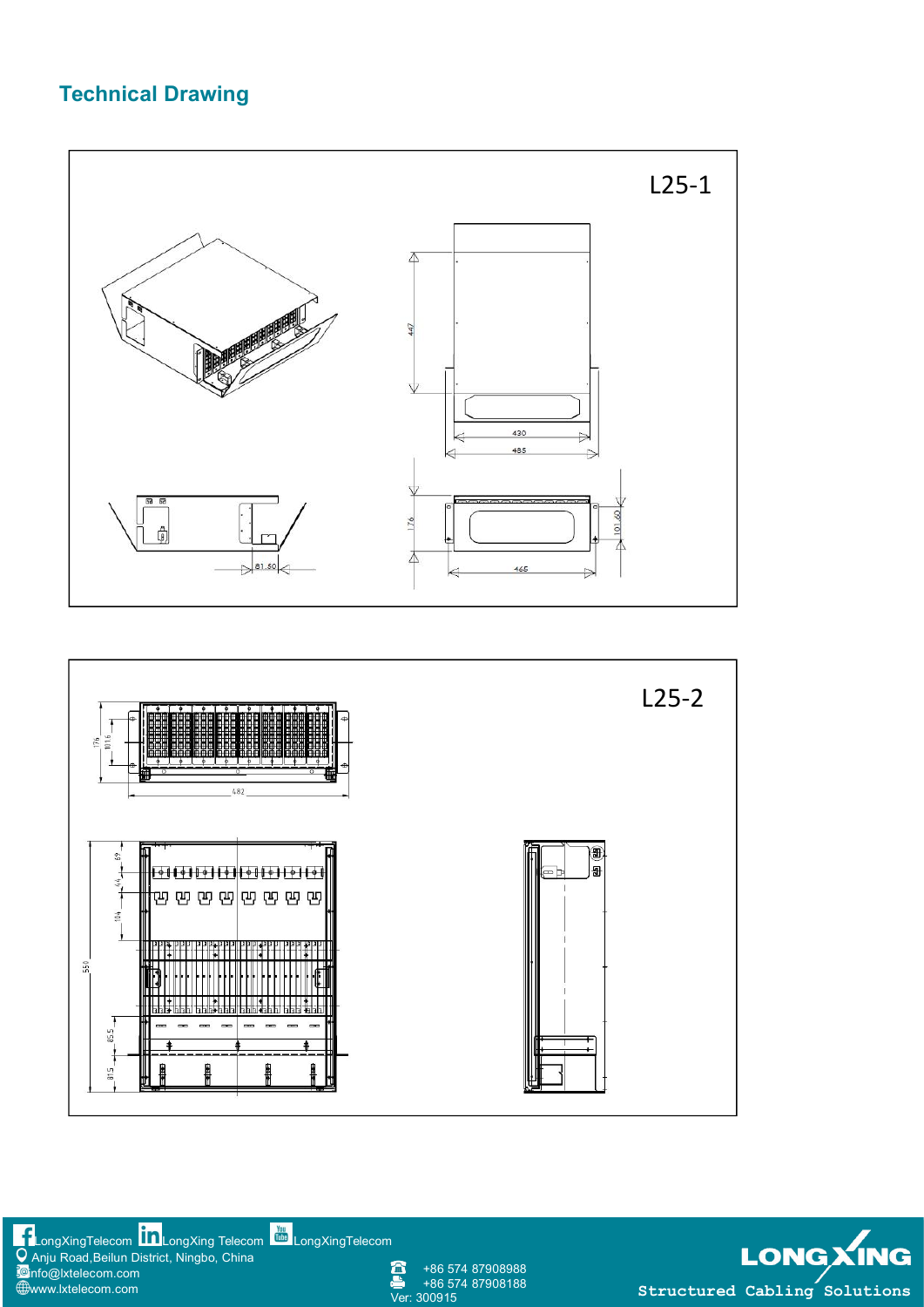## Technical Drawing

L25-1

L25-2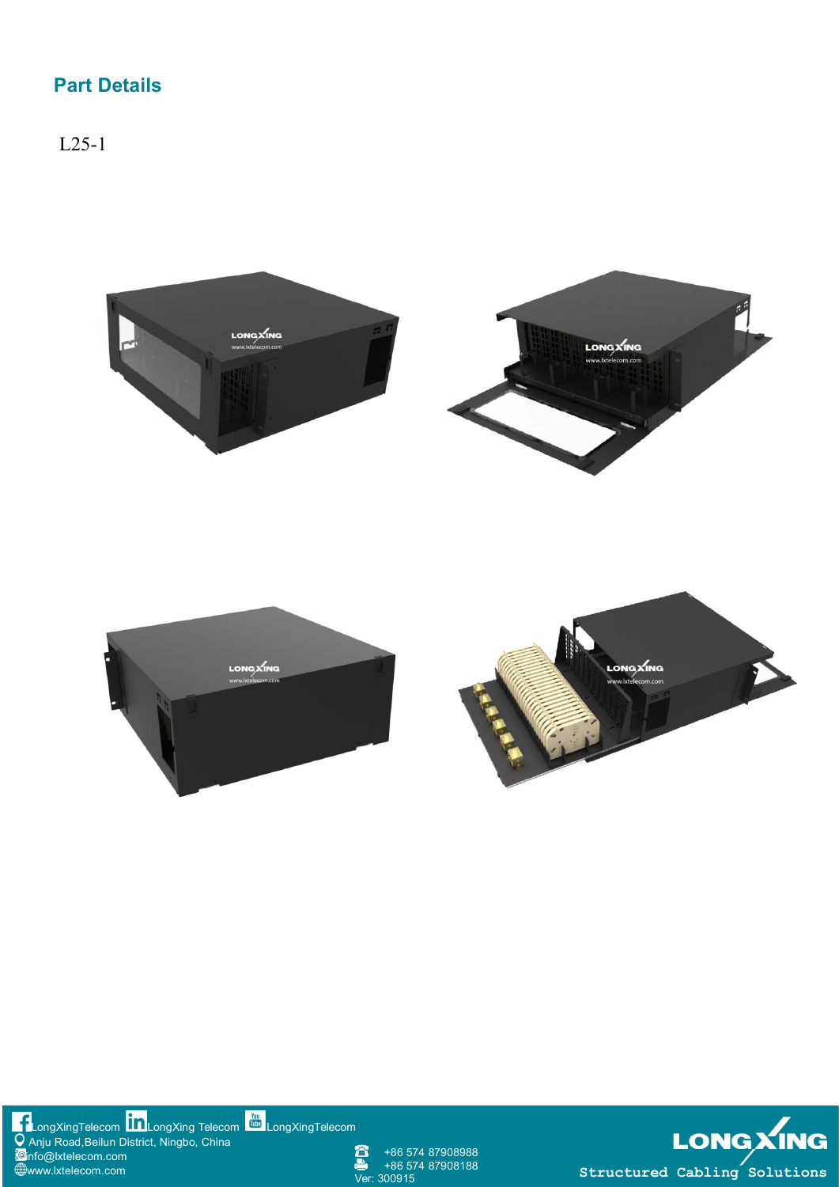## Part Details

L25-1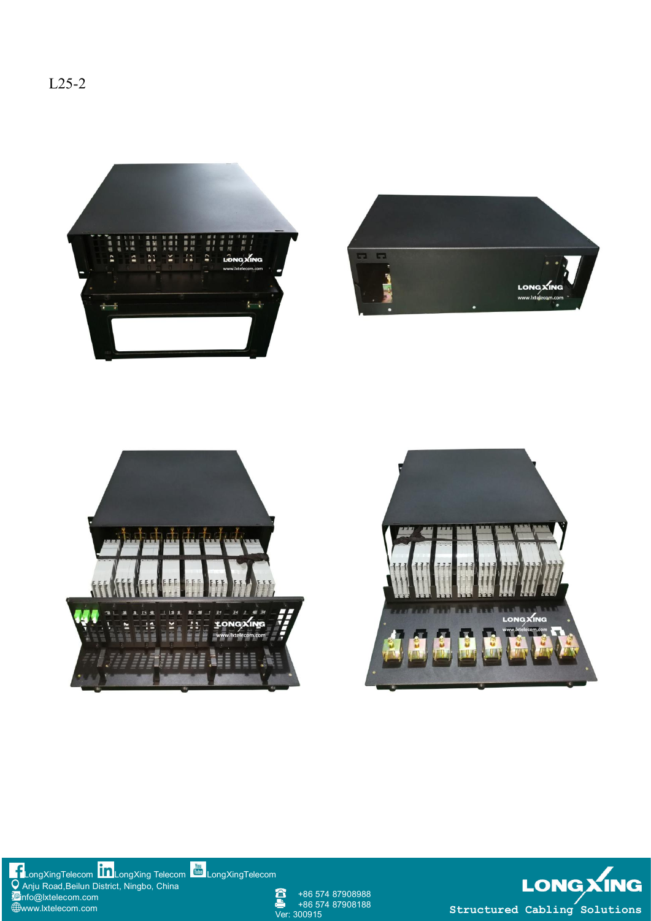L25-2